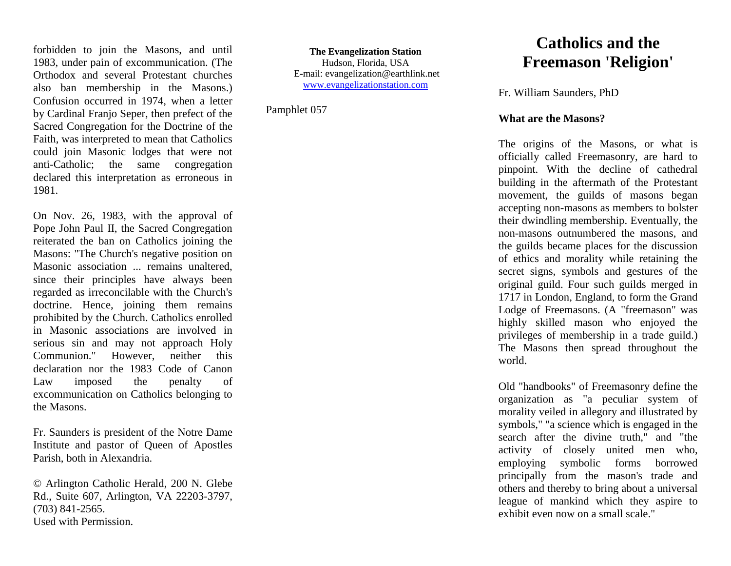forbidden to join the Masons, and until 1983, under pain of excommunication. (The Orthodox and several Protestant churches also ban membership in the Masons.) Confusion occurred in 1974, when a letter by Cardinal Franjo Seper, then prefect of the Sacred Congregation for the Doctrine of the Faith, was interpreted to mean that Catholics could join Masonic lodges that were not anti-Catholic; the same congregation declared this interpretation as erroneous in 1981.

On Nov. 26, 1983, with the approval of Pope John Paul II, the Sacred Congregation reiterated the ban on Catholics joining the Masons: "The Church's negative position on Masonic association ... remains unaltered, since their principles have always been regarded as irreconcilable with the Church's doctrine. Hence, joining them remains prohibited by the Church. Catholics enrolled in Masonic associations are involved in serious sin and may not approach Holy Communion." However, neither this declaration nor the 1983 Code of Canon Law imposed the penalty of excommunication on Catholics belonging to the Masons.

Fr. Saunders is president of the Notre Dame Institute and pastor of Queen of Apostles Parish, both in Alexandria.

© Arlington Catholic Herald, 200 N. Glebe Rd., Suite 607, Arlington, VA 22203-3797, (703) 841-2565.
Used with Permission.

**The Evangelization Station**
Hudson, Florida, USA
E-mail: evangelization@earthlink.net
www.evangelizationstation.com

Pamphlet 057

# Catholics and the Freemason 'Religion'

Fr. William Saunders, PhD

**What are the Masons?**

The origins of the Masons, or what is officially called Freemasonry, are hard to pinpoint. With the decline of cathedral building in the aftermath of the Protestant movement, the guilds of masons began accepting non-masons as members to bolster their dwindling membership. Eventually, the non-masons outnumbered the masons, and the guilds became places for the discussion of ethics and morality while retaining the secret signs, symbols and gestures of the original guild. Four such guilds merged in 1717 in London, England, to form the Grand Lodge of Freemasons. (A "freemason" was highly skilled mason who enjoyed the privileges of membership in a trade guild.) The Masons then spread throughout the world.

Old "handbooks" of Freemasonry define the organization as "a peculiar system of morality veiled in allegory and illustrated by symbols," "a science which is engaged in the search after the divine truth," and "the activity of closely united men who, employing symbolic forms borrowed principally from the mason's trade and others and thereby to bring about a universal league of mankind which they aspire to exhibit even now on a small scale."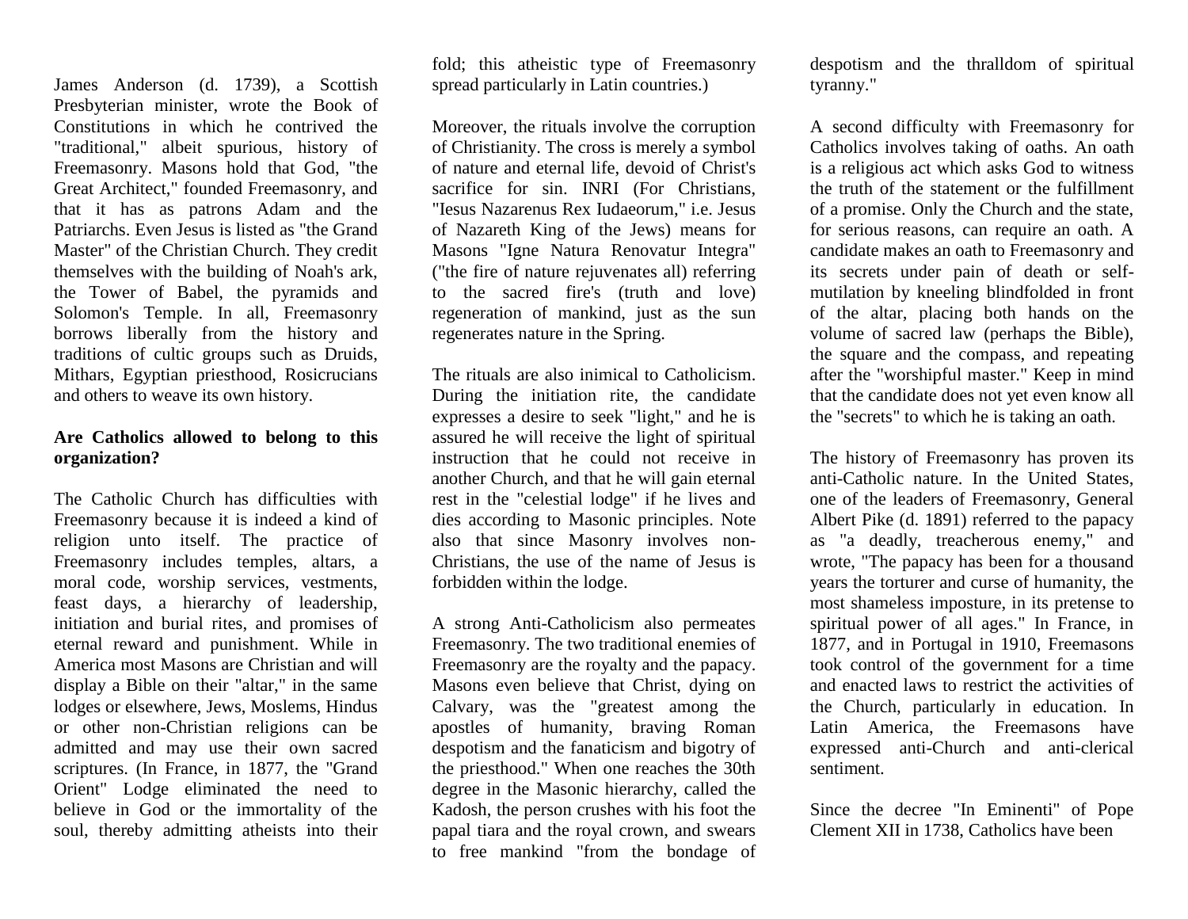James Anderson (d. 1739), a Scottish Presbyterian minister, wrote the Book of Constitutions in which he contrived the "traditional," albeit spurious, history of Freemasonry. Masons hold that God, "the Great Architect," founded Freemasonry, and that it has as patrons Adam and the Patriarchs. Even Jesus is listed as "the Grand Master" of the Christian Church. They credit themselves with the building of Noah's ark, the Tower of Babel, the pyramids and Solomon's Temple. In all, Freemasonry borrows liberally from the history and traditions of cultic groups such as Druids, Mithars, Egyptian priesthood, Rosicrucians and others to weave its own history.

**Are Catholics allowed to belong to this organization?**

The Catholic Church has difficulties with Freemasonry because it is indeed a kind of religion unto itself. The practice of Freemasonry includes temples, altars, a moral code, worship services, vestments, feast days, a hierarchy of leadership, initiation and burial rites, and promises of eternal reward and punishment. While in America most Masons are Christian and will display a Bible on their "altar," in the same lodges or elsewhere, Jews, Moslems, Hindus or other non-Christian religions can be admitted and may use their own sacred scriptures. (In France, in 1877, the "Grand Orient" Lodge eliminated the need to believe in God or the immortality of the soul, thereby admitting atheists into their fold; this atheistic type of Freemasonry spread particularly in Latin countries.)

Moreover, the rituals involve the corruption of Christianity. The cross is merely a symbol of nature and eternal life, devoid of Christ's sacrifice for sin. INRI (For Christians, "Iesus Nazarenus Rex Iudaeorum," i.e. Jesus of Nazareth King of the Jews) means for Masons "Igne Natura Renovatur Integra" ("the fire of nature rejuvenates all) referring to the sacred fire's (truth and love) regeneration of mankind, just as the sun regenerates nature in the Spring.

The rituals are also inimical to Catholicism. During the initiation rite, the candidate expresses a desire to seek "light," and he is assured he will receive the light of spiritual instruction that he could not receive in another Church, and that he will gain eternal rest in the "celestial lodge" if he lives and dies according to Masonic principles. Note also that since Masonry involves non-Christians, the use of the name of Jesus is forbidden within the lodge.

A strong Anti-Catholicism also permeates Freemasonry. The two traditional enemies of Freemasonry are the royalty and the papacy. Masons even believe that Christ, dying on Calvary, was the "greatest among the apostles of humanity, braving Roman despotism and the fanaticism and bigotry of the priesthood." When one reaches the 30th degree in the Masonic hierarchy, called the Kadosh, the person crushes with his foot the papal tiara and the royal crown, and swears to free mankind "from the bondage of despotism and the thralldom of spiritual tyranny."

A second difficulty with Freemasonry for Catholics involves taking of oaths. An oath is a religious act which asks God to witness the truth of the statement or the fulfillment of a promise. Only the Church and the state, for serious reasons, can require an oath. A candidate makes an oath to Freemasonry and its secrets under pain of death or self-mutilation by kneeling blindfolded in front of the altar, placing both hands on the volume of sacred law (perhaps the Bible), the square and the compass, and repeating after the "worshipful master." Keep in mind that the candidate does not yet even know all the "secrets" to which he is taking an oath.

The history of Freemasonry has proven its anti-Catholic nature. In the United States, one of the leaders of Freemasonry, General Albert Pike (d. 1891) referred to the papacy as "a deadly, treacherous enemy," and wrote, "The papacy has been for a thousand years the torturer and curse of humanity, the most shameless imposture, in its pretense to spiritual power of all ages." In France, in 1877, and in Portugal in 1910, Freemasons took control of the government for a time and enacted laws to restrict the activities of the Church, particularly in education. In Latin America, the Freemasons have expressed anti-Church and anti-clerical sentiment.

Since the decree "In Eminenti" of Pope Clement XII in 1738, Catholics have been